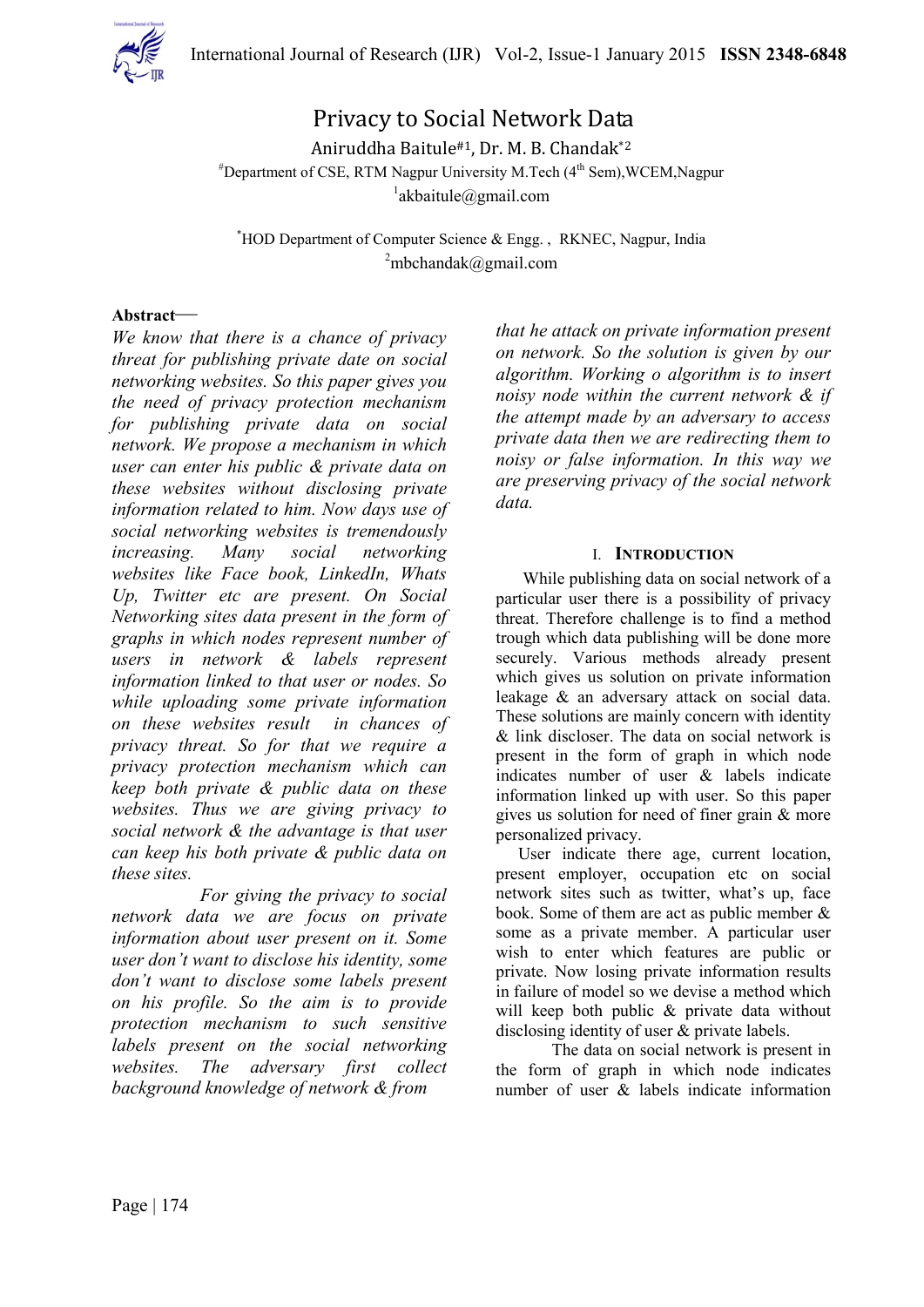# Privacy to Social Network Data

Aniruddha Baitule[#1], Dr. M. B. Chandak[*2]

[#]Department of CSE, RTM Nagpur University M.Tech (4th Sem),WCEM,Nagpur

[1]akbaitule@gmail.com

[*]HOD Department of Computer Science & Engg. , RKNEC, Nagpur, India

[2]mbchandak@gmail.com

**Abstract—**

*We know that there is a chance of privacy threat for publishing private date on social networking websites. So this paper gives you the need of privacy protection mechanism for publishing private data on social network. We propose a mechanism in which user can enter his public & private data on these websites without disclosing private information related to him. Now days use of social networking websites is tremendously increasing. Many social networking websites like Face book, LinkedIn, Whats Up, Twitter etc are present. On Social Networking sites data present in the form of graphs in which nodes represent number of users in network & labels represent information linked to that user or nodes. So while uploading some private information on these websites result in chances of privacy threat. So for that we require a privacy protection mechanism which can keep both private & public data on these websites. Thus we are giving privacy to social network & the advantage is that user can keep his both private & public data on these sites.*

*For giving the privacy to social network data we are focus on private information about user present on it. Some user don't want to disclose his identity, some don't want to disclose some labels present on his profile. So the aim is to provide protection mechanism to such sensitive labels present on the social networking websites. The adversary first collect background knowledge of network & from that he attack on private information present on network. So the solution is given by our algorithm. Working o algorithm is to insert noisy node within the current network & if the attempt made by an adversary to access private data then we are redirecting them to noisy or false information. In this way we are preserving privacy of the social network data.*

## I. INTRODUCTION

While publishing data on social network of a particular user there is a possibility of privacy threat. Therefore challenge is to find a method trough which data publishing will be done more securely. Various methods already present which gives us solution on private information leakage & an adversary attack on social data. These solutions are mainly concern with identity & link discloser. The data on social network is present in the form of graph in which node indicates number of user & labels indicate information linked up with user. So this paper gives us solution for need of finer grain & more personalized privacy.

User indicate there age, current location, present employer, occupation etc on social network sites such as twitter, what's up, face book. Some of them are act as public member & some as a private member. A particular user wish to enter which features are public or private. Now losing private information results in failure of model so we devise a method which will keep both public & private data without disclosing identity of user & private labels.

The data on social network is present in the form of graph in which node indicates number of user & labels indicate information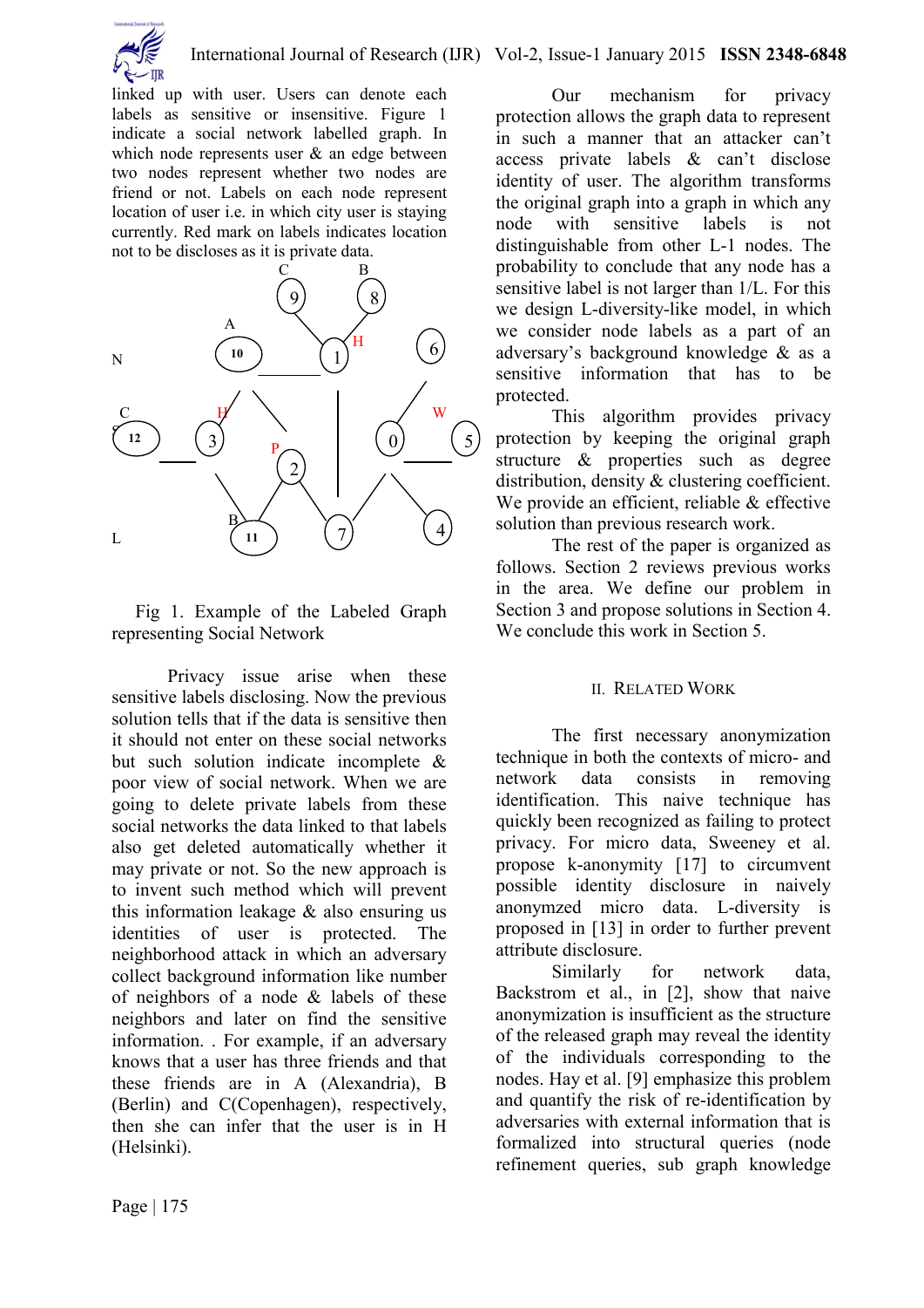linked up with user. Users can denote each labels as sensitive or insensitive. Figure 1 indicate a social network labelled graph. In which node represents user & an edge between two nodes represent whether two nodes are friend or not. Labels on each node represent location of user i.e. in which city user is staying currently. Red mark on labels indicates location not to be discloses as it is private data.

Fig 1. Example of the Labeled Graph representing Social Network

Privacy issue arise when these sensitive labels disclosing. Now the previous solution tells that if the data is sensitive then it should not enter on these social networks but such solution indicate incomplete & poor view of social network. When we are going to delete private labels from these social networks the data linked to that labels also get deleted automatically whether it may private or not. So the new approach is to invent such method which will prevent this information leakage & also ensuring us identities of user is protected. The neighborhood attack in which an adversary collect background information like number of neighbors of a node & labels of these neighbors and later on find the sensitive information. . For example, if an adversary knows that a user has three friends and that these friends are in A (Alexandria), B (Berlin) and C(Copenhagen), respectively, then she can infer that the user is in H (Helsinki).

Our mechanism for privacy protection allows the graph data to represent in such a manner that an attacker can't access private labels & can't disclose identity of user. The algorithm transforms the original graph into a graph in which any node with sensitive labels is not distinguishable from other L-1 nodes. The probability to conclude that any node has a sensitive label is not larger than 1/L. For this we design L-diversity-like model, in which we consider node labels as a part of an adversary's background knowledge & as a sensitive information that has to be protected.

This algorithm provides privacy protection by keeping the original graph structure & properties such as degree distribution, density & clustering coefficient. We provide an efficient, reliable & effective solution than previous research work.

The rest of the paper is organized as follows. Section 2 reviews previous works in the area. We define our problem in Section 3 and propose solutions in Section 4. We conclude this work in Section 5.

## II. Related Work

The first necessary anonymization technique in both the contexts of micro- and network data consists in removing identification. This naive technique has quickly been recognized as failing to protect privacy. For micro data, Sweeney et al. propose k-anonymity [17] to circumvent possible identity disclosure in naively anonymzed micro data. L-diversity is proposed in [13] in order to further prevent attribute disclosure.

Similarly for network data, Backstrom et al., in [2], show that naive anonymization is insufficient as the structure of the released graph may reveal the identity of the individuals corresponding to the nodes. Hay et al. [9] emphasize this problem and quantify the risk of re-identification by adversaries with external information that is formalized into structural queries (node refinement queries, sub graph knowledge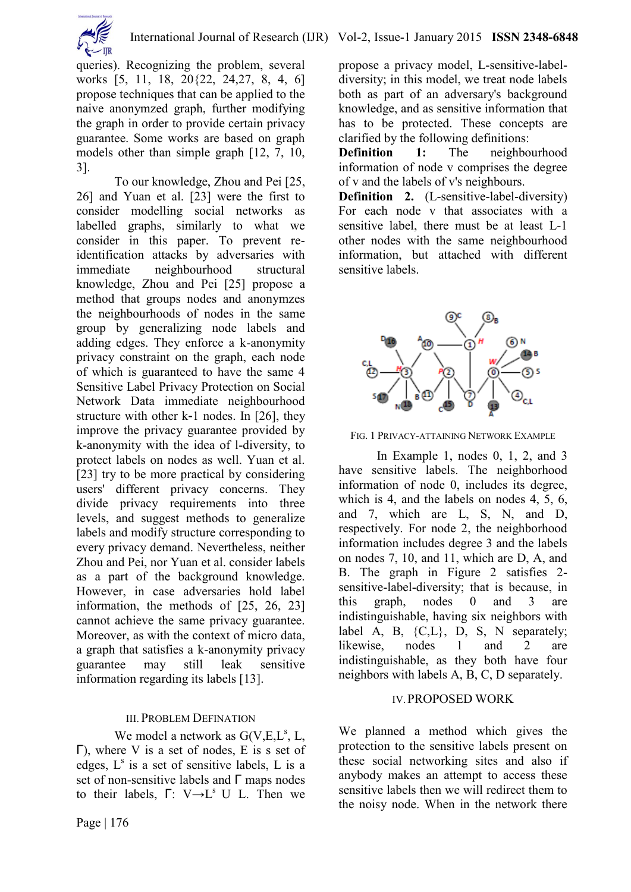queries). Recognizing the problem, several works [5, 11, 18, 20{22, 24,27, 8, 4, 6] propose techniques that can be applied to the naive anonymzed graph, further modifying the graph in order to provide certain privacy guarantee. Some works are based on graph models other than simple graph [12, 7, 10, 3].

To our knowledge, Zhou and Pei [25, 26] and Yuan et al. [23] were the first to consider modelling social networks as labelled graphs, similarly to what we consider in this paper. To prevent re-identification attacks by adversaries with immediate neighbourhood structural knowledge, Zhou and Pei [25] propose a method that groups nodes and anonymzes the neighbourhoods of nodes in the same group by generalizing node labels and adding edges. They enforce a k-anonymity privacy constraint on the graph, each node of which is guaranteed to have the same 4 Sensitive Label Privacy Protection on Social Network Data immediate neighbourhood structure with other k-1 nodes. In [26], they improve the privacy guarantee provided by k-anonymity with the idea of l-diversity, to protect labels on nodes as well. Yuan et al. [23] try to be more practical by considering users' different privacy concerns. They divide privacy requirements into three levels, and suggest methods to generalize labels and modify structure corresponding to every privacy demand. Nevertheless, neither Zhou and Pei, nor Yuan et al. consider labels as a part of the background knowledge. However, in case adversaries hold label information, the methods of [25, 26, 23] cannot achieve the same privacy guarantee. Moreover, as with the context of micro data, a graph that satisfies a k-anonymity privacy guarantee may still leak sensitive information regarding its labels [13].

## III. PROBLEM DEFINATION

We model a network as $G(V,E,L^s, L, \Gamma)$, where V is a set of nodes, E is s set of edges, $L^s$ is a set of sensitive labels, L is a set of non-sensitive labels and Γ maps nodes to their labels, $\Gamma: V \rightarrow L^s \cup L$. Then we propose a privacy model, L-sensitive-label-diversity; in this model, we treat node labels both as part of an adversary's background knowledge, and as sensitive information that has to be protected. These concepts are clarified by the following definitions:

**Definition 1:** The neighbourhood information of node v comprises the degree of v and the labels of v's neighbours.

**Definition 2.** (L-sensitive-label-diversity) For each node v that associates with a sensitive label, there must be at least L-1 other nodes with the same neighbourhood information, but attached with different sensitive labels.

FIG. 1 PRIVACY-ATTAINING NETWORK EXAMPLE

In Example 1, nodes 0, 1, 2, and 3 have sensitive labels. The neighborhood information of node 0, includes its degree, which is 4, and the labels on nodes 4, 5, 6, and 7, which are L, S, N, and D, respectively. For node 2, the neighborhood information includes degree 3 and the labels on nodes 7, 10, and 11, which are D, A, and B. The graph in Figure 2 satisfies 2-sensitive-label-diversity; that is because, in this graph, nodes 0 and 3 are indistinguishable, having six neighbors with label A, B, {C,L}, D, S, N separately; likewise, nodes 1 and 2 are indistinguishable, as they both have four neighbors with labels A, B, C, D separately.

## IV. PROPOSED WORK

We planned a method which gives the protection to the sensitive labels present on these social networking sites and also if anybody makes an attempt to access these sensitive labels then we will redirect them to the noisy node. When in the network there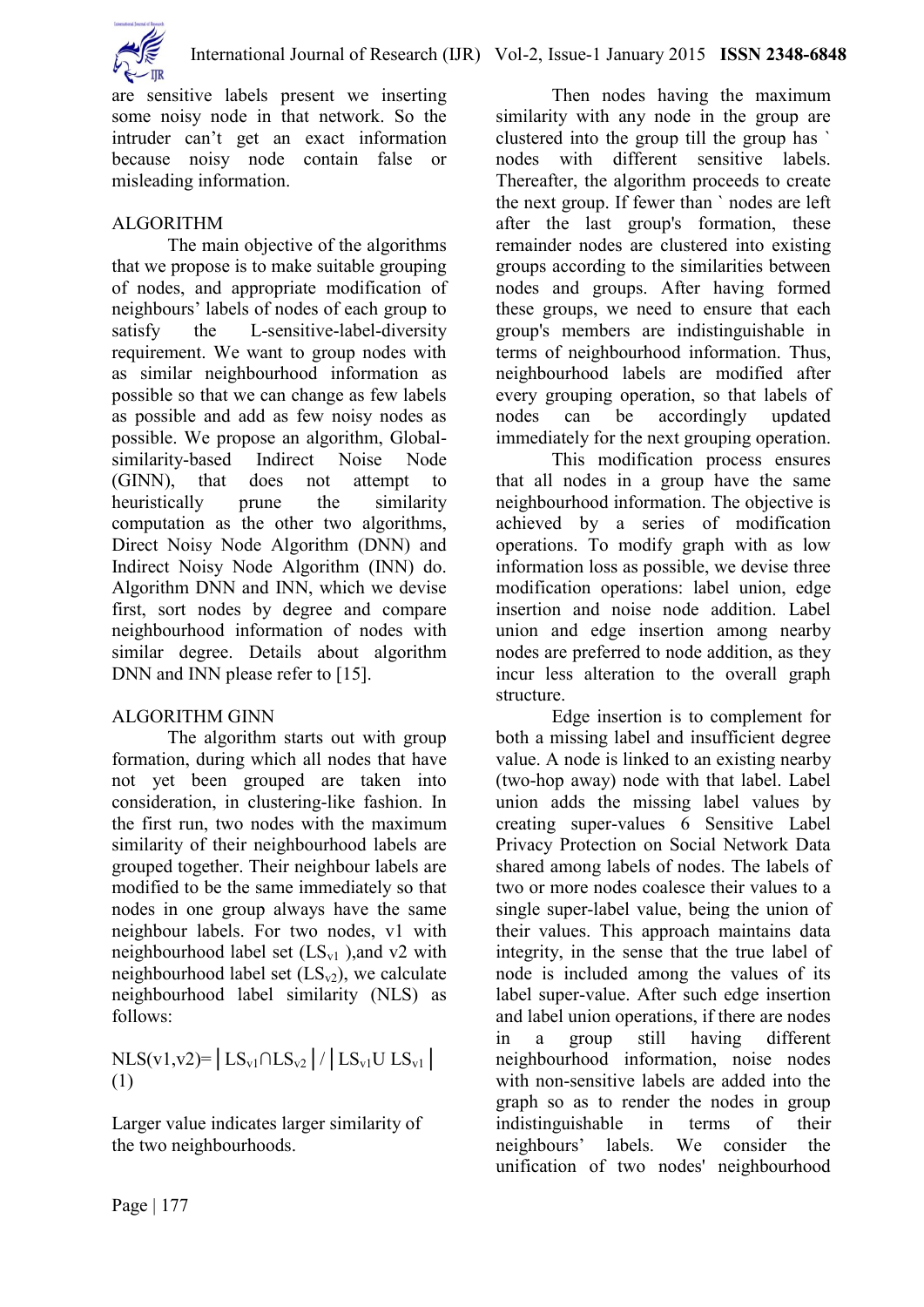are sensitive labels present we inserting some noisy node in that network. So the intruder can't get an exact information because noisy node contain false or misleading information.

## ALGORITHM

The main objective of the algorithms that we propose is to make suitable grouping of nodes, and appropriate modification of neighbours' labels of nodes of each group to satisfy the L-sensitive-label-diversity requirement. We want to group nodes with as similar neighbourhood information as possible so that we can change as few labels as possible and add as few noisy nodes as possible. We propose an algorithm, Global-similarity-based Indirect Noise Node (GINN), that does not attempt to heuristically prune the similarity computation as the other two algorithms, Direct Noisy Node Algorithm (DNN) and Indirect Noisy Node Algorithm (INN) do. Algorithm DNN and INN, which we devise first, sort nodes by degree and compare neighbourhood information of nodes with similar degree. Details about algorithm DNN and INN please refer to [15].

## ALGORITHM GINN

The algorithm starts out with group formation, during which all nodes that have not yet been grouped are taken into consideration, in clustering-like fashion. In the first run, two nodes with the maximum similarity of their neighbourhood labels are grouped together. Their neighbour labels are modified to be the same immediately so that nodes in one group always have the same neighbour labels. For two nodes, v1 with neighbourhood label set ($LS_{v1}$ ),and v2 with neighbourhood label set ($LS_{v2}$), we calculate neighbourhood label similarity (NLS) as follows:

$$NLS(v1,v2)= \left| LS_{v1} \cap LS_{v2} \right| / \left| LS_{v1} \cup LS_{v1} \right| \quad (1)$$

Larger value indicates larger similarity of the two neighbourhoods.

Then nodes having the maximum similarity with any node in the group are clustered into the group till the group has ` nodes with different sensitive labels. Thereafter, the algorithm proceeds to create the next group. If fewer than ` nodes are left after the last group's formation, these remainder nodes are clustered into existing groups according to the similarities between nodes and groups. After having formed these groups, we need to ensure that each group's members are indistinguishable in terms of neighbourhood information. Thus, neighbourhood labels are modified after every grouping operation, so that labels of nodes can be accordingly updated immediately for the next grouping operation.

This modification process ensures that all nodes in a group have the same neighbourhood information. The objective is achieved by a series of modification operations. To modify graph with as low information loss as possible, we devise three modification operations: label union, edge insertion and noise node addition. Label union and edge insertion among nearby nodes are preferred to node addition, as they incur less alteration to the overall graph structure.

Edge insertion is to complement for both a missing label and insufficient degree value. A node is linked to an existing nearby (two-hop away) node with that label. Label union adds the missing label values by creating super-values 6 Sensitive Label Privacy Protection on Social Network Data shared among labels of nodes. The labels of two or more nodes coalesce their values to a single super-label value, being the union of their values. This approach maintains data integrity, in the sense that the true label of node is included among the values of its label super-value. After such edge insertion and label union operations, if there are nodes in a group still having different neighbourhood information, noise nodes with non-sensitive labels are added into the graph so as to render the nodes in group indistinguishable in terms of their neighbours' labels. We consider the unification of two nodes' neighbourhood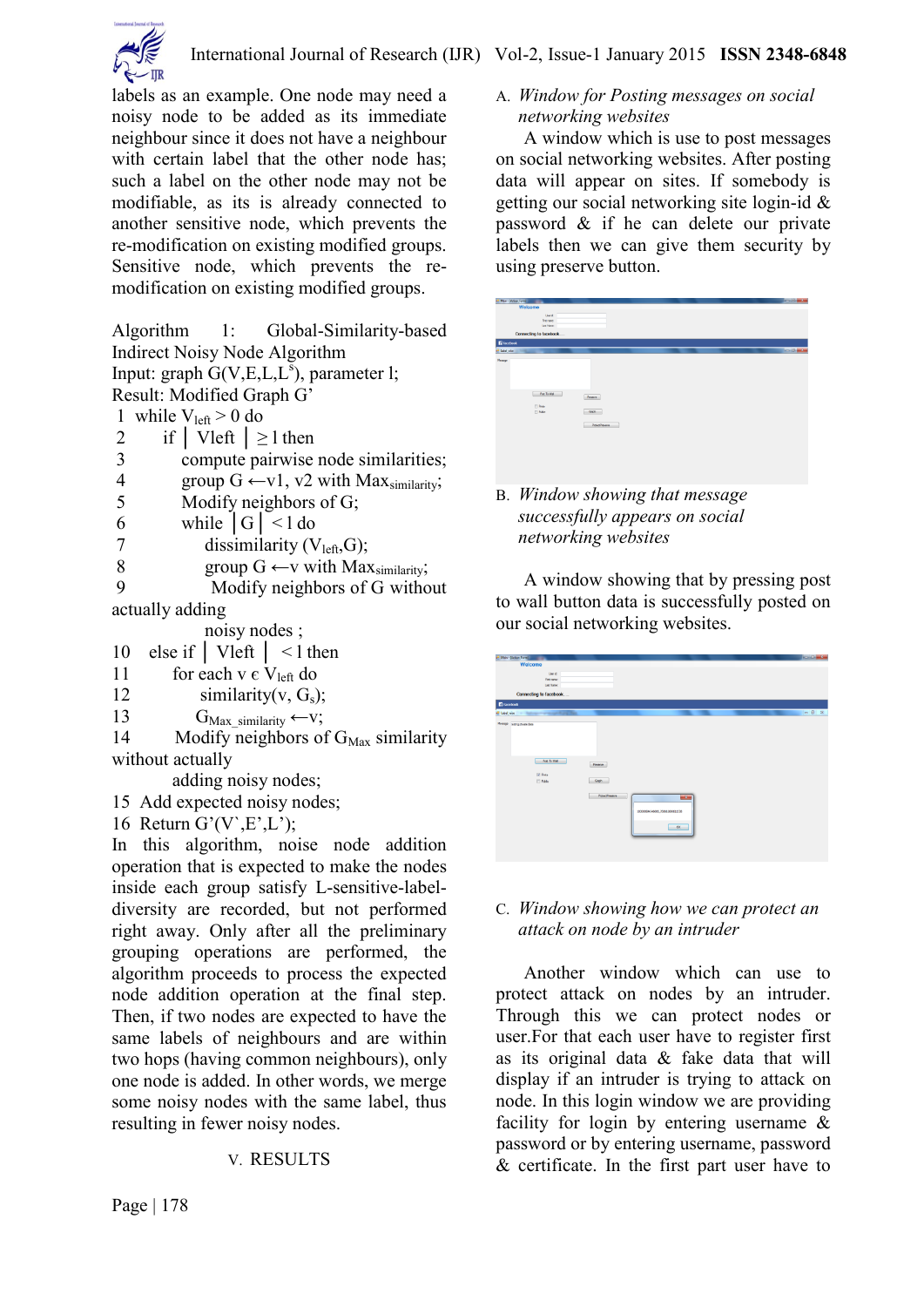labels as an example. One node may need a noisy node to be added as its immediate neighbour since it does not have a neighbour with certain label that the other node has; such a label on the other node may not be modifiable, as its is already connected to another sensitive node, which prevents the re-modification on existing modified groups. Sensitive node, which prevents the re-modification on existing modified groups.

Algorithm 1: Global-Similarity-based Indirect Noisy Node Algorithm

Input: graph G(V,E,L,$L^s$), parameter l;

Result: Modified Graph G'

```
1  while V_left > 0 do
2      if | Vleft | ≥ l then
3          compute pairwise node similarities;
4          group G ←v1, v2 with Max_similarity;
5          Modify neighbors of G;
6          while |G| < l do
7              dissimilarity (V_left,G);
8              group G ←v with Max_similarity;
9              Modify neighbors of G without actually adding
               noisy nodes ;
10     else if | Vleft | < l then
11         for each v ϵ V_left do
12             similarity(v, G_s);
13             G_Max_similarity ←v;
14         Modify neighbors of G_Max similarity without actually
           adding noisy nodes;
15 Add expected noisy nodes;
16 Return G'(V`,E',L');
```

In this algorithm, noise node addition operation that is expected to make the nodes inside each group satisfy L-sensitive-label-diversity are recorded, but not performed right away. Only after all the preliminary grouping operations are performed, the algorithm proceeds to process the expected node addition operation at the final step. Then, if two nodes are expected to have the same labels of neighbours and are within two hops (having common neighbours), only one node is added. In other words, we merge some noisy nodes with the same label, thus resulting in fewer noisy nodes.

## V. RESULTS

### A. *Window for Posting messages on social networking websites*

A window which is use to post messages on social networking websites. After posting data will appear on sites. If somebody is getting our social networking site login-id & password & if he can delete our private labels then we can give them security by using preserve button.

### B. *Window showing that message successfully appears on social networking websites*

A window showing that by pressing post to wall button data is successfully posted on our social networking websites.

### C. *Window showing how we can protect an attack on node by an intruder*

Another window which can use to protect attack on nodes by an intruder. Through this we can protect nodes or user.For that each user have to register first as its original data & fake data that will display if an intruder is trying to attack on node. In this login window we are providing facility for login by entering username & password or by entering username, password & certificate. In the first part user have to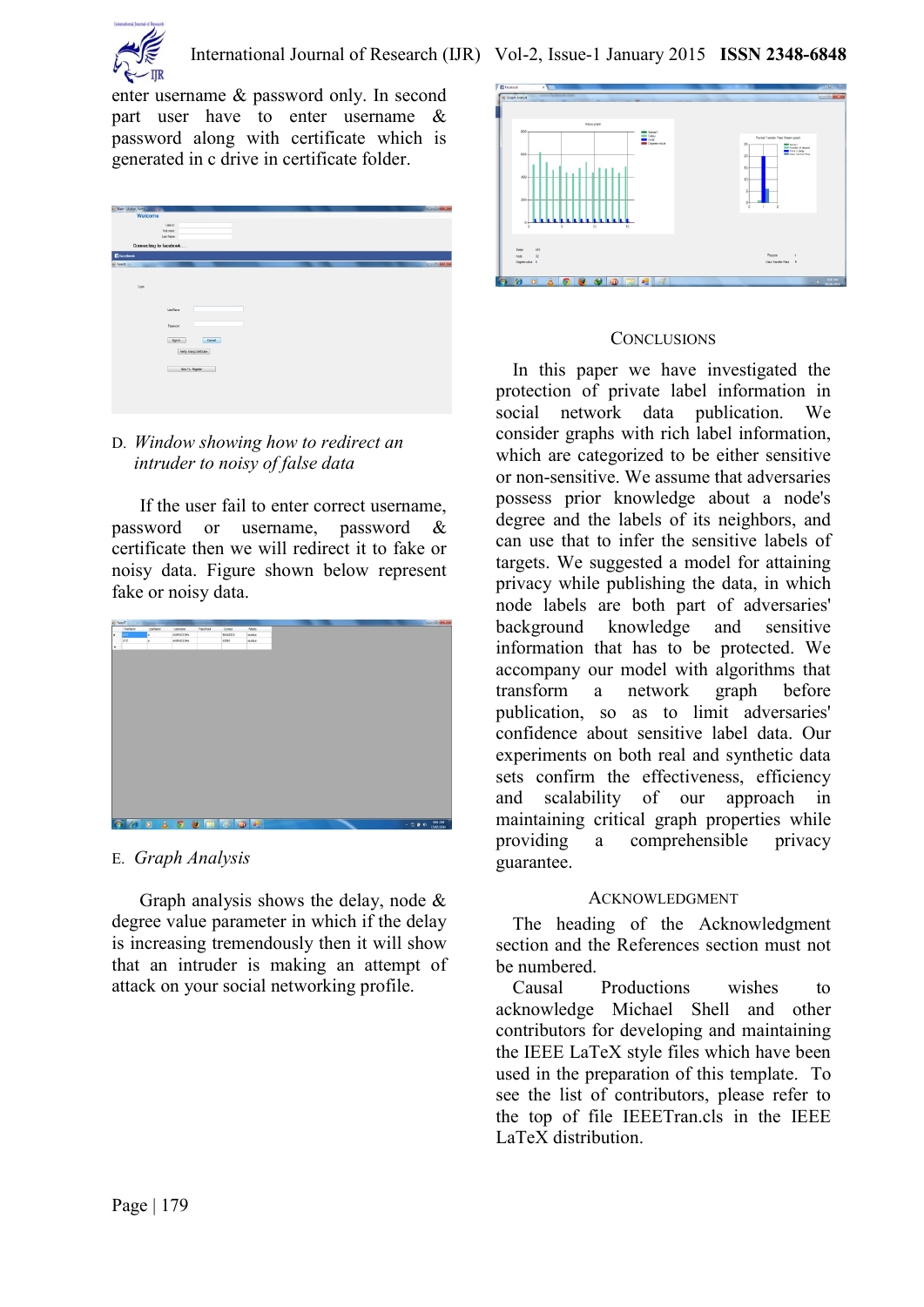enter username & password only. In second part user have to enter username & password along with certificate which is generated in c drive in certificate folder.

D. *Window showing how to redirect an intruder to noisy of false data*

If the user fail to enter correct username, password or username, password & certificate then we will redirect it to fake or noisy data. Figure shown below represent fake or noisy data.

E. *Graph Analysis*

Graph analysis shows the delay, node & degree value parameter in which if the delay is increasing tremendously then it will show that an intruder is making an attempt of attack on your social networking profile.

## CONCLUSIONS

In this paper we have investigated the protection of private label information in social network data publication. We consider graphs with rich label information, which are categorized to be either sensitive or non-sensitive. We assume that adversaries possess prior knowledge about a node's degree and the labels of its neighbors, and can use that to infer the sensitive labels of targets. We suggested a model for attaining privacy while publishing the data, in which node labels are both part of adversaries' background knowledge and sensitive information that has to be protected. We accompany our model with algorithms that transform a network graph before publication, so as to limit adversaries' confidence about sensitive label data. Our experiments on both real and synthetic data sets confirm the effectiveness, efficiency and scalability of our approach in maintaining critical graph properties while providing a comprehensible privacy guarantee.

## ACKNOWLEDGMENT

The heading of the Acknowledgment section and the References section must not be numbered.

Causal Productions wishes to acknowledge Michael Shell and other contributors for developing and maintaining the IEEE LaTeX style files which have been used in the preparation of this template. To see the list of contributors, please refer to the top of file IEEETran.cls in the IEEE LaTeX distribution.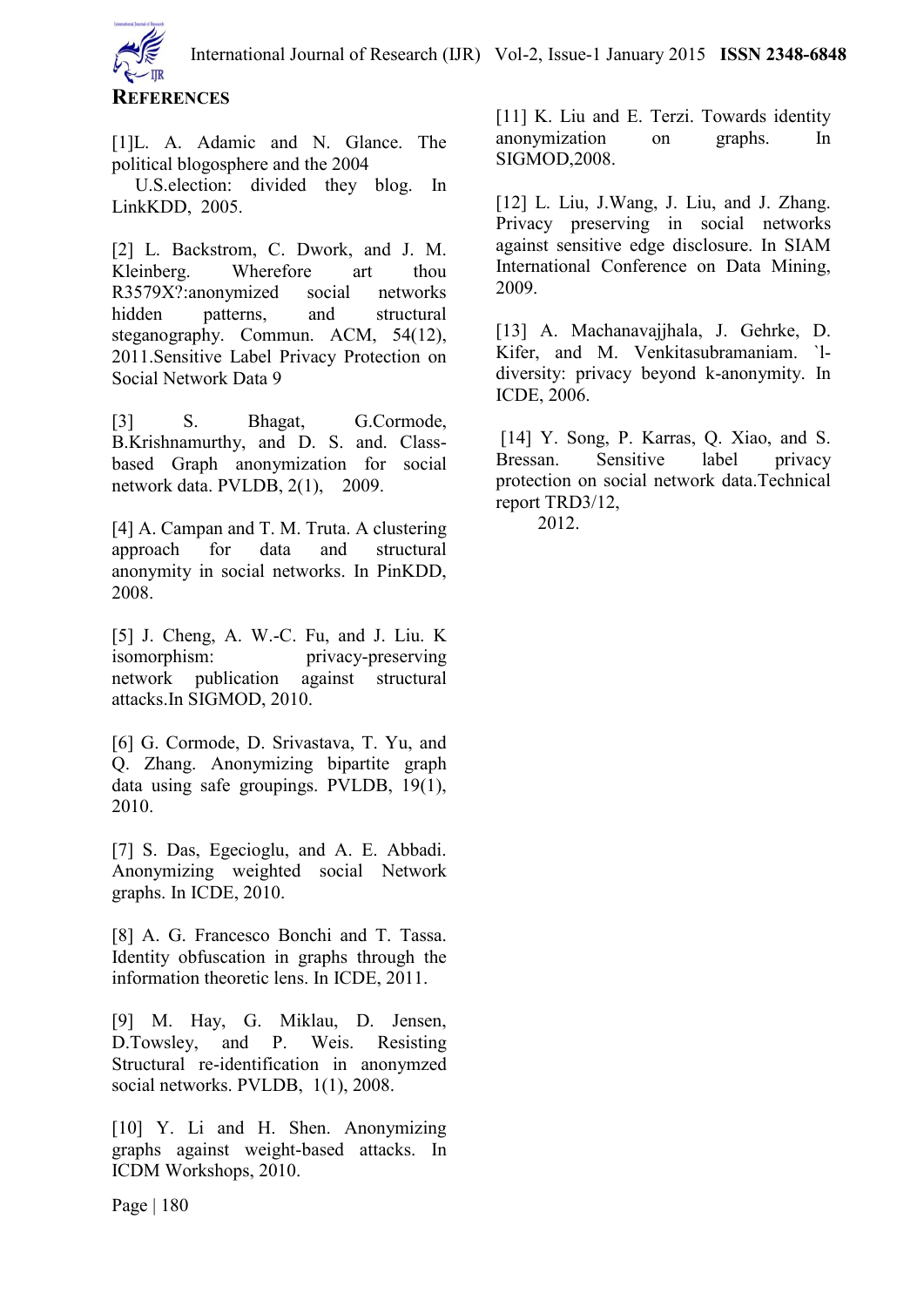## REFERENCES

[1]L. A. Adamic and N. Glance. The political blogosphere and the 2004 U.S.election: divided they blog. In LinkKDD, 2005.

[2] L. Backstrom, C. Dwork, and J. M. Kleinberg. Wherefore art thou R3579X?:anonymized social networks hidden patterns, and structural steganography. Commun. ACM, 54(12), 2011.Sensitive Label Privacy Protection on Social Network Data 9

[3] S. Bhagat, G.Cormode, B.Krishnamurthy, and D. S. and. Class-based Graph anonymization for social network data. PVLDB, 2(1), 2009.

[4] A. Campan and T. M. Truta. A clustering approach for data and structural anonymity in social networks. In PinKDD, 2008.

[5] J. Cheng, A. W.-C. Fu, and J. Liu. K isomorphism: privacy-preserving network publication against structural attacks.In SIGMOD, 2010.

[6] G. Cormode, D. Srivastava, T. Yu, and Q. Zhang. Anonymizing bipartite graph data using safe groupings. PVLDB, 19(1), 2010.

[7] S. Das, Egecioglu, and A. E. Abbadi. Anonymizing weighted social Network graphs. In ICDE, 2010.

[8] A. G. Francesco Bonchi and T. Tassa. Identity obfuscation in graphs through the information theoretic lens. In ICDE, 2011.

[9] M. Hay, G. Miklau, D. Jensen, D.Towsley, and P. Weis. Resisting Structural re-identification in anonymzed social networks. PVLDB, 1(1), 2008.

[10] Y. Li and H. Shen. Anonymizing graphs against weight-based attacks. In ICDM Workshops, 2010.

[11] K. Liu and E. Terzi. Towards identity anonymization on graphs. In SIGMOD,2008.

[12] L. Liu, J.Wang, J. Liu, and J. Zhang. Privacy preserving in social networks against sensitive edge disclosure. In SIAM International Conference on Data Mining, 2009.

[13] A. Machanavajjhala, J. Gehrke, D. Kifer, and M. Venkitasubramaniam. `l-diversity: privacy beyond k-anonymity. In ICDE, 2006.

[14] Y. Song, P. Karras, Q. Xiao, and S. Bressan. Sensitive label privacy protection on social network data.Technical report TRD3/12, 2012.